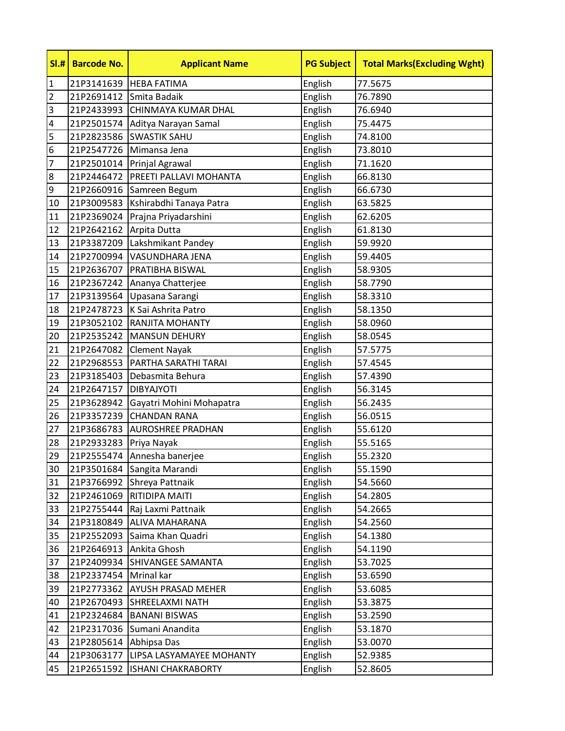| Sl.# | Barcode No. | Applicant Name | PG Subject | Total Marks(Excluding Wght) |
|---|---|---|---|---|
| 1 | 21P3141639 | HEBA FATIMA | English | 77.5675 |
| 2 | 21P2691412 | Smita Badaik | English | 76.7890 |
| 3 | 21P2433993 | CHINMAYA KUMAR DHAL | English | 76.6940 |
| 4 | 21P2501574 | Aditya Narayan Samal | English | 75.4475 |
| 5 | 21P2823586 | SWASTIK SAHU | English | 74.8100 |
| 6 | 21P2547726 | Mimansa Jena | English | 73.8010 |
| 7 | 21P2501014 | Prinjal Agrawal | English | 71.1620 |
| 8 | 21P2446472 | PREETI PALLAVI MOHANTA | English | 66.8130 |
| 9 | 21P2660916 | Samreen Begum | English | 66.6730 |
| 10 | 21P3009583 | Kshirabdhi Tanaya Patra | English | 63.5825 |
| 11 | 21P2369024 | Prajna Priyadarshini | English | 62.6205 |
| 12 | 21P2642162 | Arpita Dutta | English | 61.8130 |
| 13 | 21P3387209 | Lakshmikant Pandey | English | 59.9920 |
| 14 | 21P2700994 | VASUNDHARA JENA | English | 59.4405 |
| 15 | 21P2636707 | PRATIBHA BISWAL | English | 58.9305 |
| 16 | 21P2367242 | Ananya Chatterjee | English | 58.7790 |
| 17 | 21P3139564 | Upasana Sarangi | English | 58.3310 |
| 18 | 21P2478723 | K Sai Ashrita Patro | English | 58.1350 |
| 19 | 21P3052102 | RANJITA MOHANTY | English | 58.0960 |
| 20 | 21P2535242 | MANSUN DEHURY | English | 58.0545 |
| 21 | 21P2647082 | Clement Nayak | English | 57.5775 |
| 22 | 21P2968553 | PARTHA SARATHI TARAI | English | 57.4545 |
| 23 | 21P3185403 | Debasmita Behura | English | 57.4390 |
| 24 | 21P2647157 | DIBYAJYOTI | English | 56.3145 |
| 25 | 21P3628942 | Gayatri Mohini Mohapatra | English | 56.2435 |
| 26 | 21P3357239 | CHANDAN RANA | English | 56.0515 |
| 27 | 21P3686783 | AUROSHREE PRADHAN | English | 55.6120 |
| 28 | 21P2933283 | Priya Nayak | English | 55.5165 |
| 29 | 21P2555474 | Annesha banerjee | English | 55.2320 |
| 30 | 21P3501684 | Sangita Marandi | English | 55.1590 |
| 31 | 21P3766992 | Shreya Pattnaik | English | 54.5660 |
| 32 | 21P2461069 | RITIDIPA MAITI | English | 54.2805 |
| 33 | 21P2755444 | Raj Laxmi Pattnaik | English | 54.2665 |
| 34 | 21P3180849 | ALIVA MAHARANA | English | 54.2560 |
| 35 | 21P2552093 | Saima Khan Quadri | English | 54.1380 |
| 36 | 21P2646913 | Ankita Ghosh | English | 54.1190 |
| 37 | 21P2409934 | SHIVANGEE SAMANTA | English | 53.7025 |
| 38 | 21P2337454 | Mrinal kar | English | 53.6590 |
| 39 | 21P2773362 | AYUSH PRASAD MEHER | English | 53.6085 |
| 40 | 21P2670493 | SHREELAXMI NATH | English | 53.3875 |
| 41 | 21P2324684 | BANANI BISWAS | English | 53.2590 |
| 42 | 21P2317036 | Sumani Anandita | English | 53.1870 |
| 43 | 21P2805614 | Abhipsa Das | English | 53.0070 |
| 44 | 21P3063177 | LIPSA LASYAMAYEE MOHANTY | English | 52.9385 |
| 45 | 21P2651592 | ISHANI CHAKRABORTY | English | 52.8605 |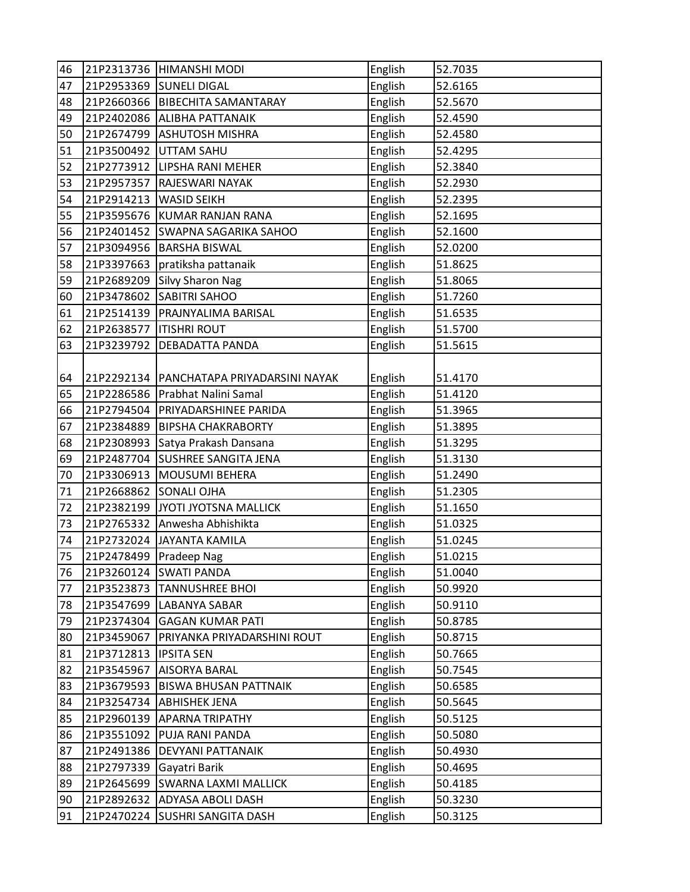| 46 | 21P2313736 | HIMANSHI MODI | English | 52.7035 |
|---|---|---|---|---|
| 47 | 21P2953369 | SUNELI DIGAL | English | 52.6165 |
| 48 | 21P2660366 | BIBECHITA SAMANTARAY | English | 52.5670 |
| 49 | 21P2402086 | ALIBHA PATTANAIK | English | 52.4590 |
| 50 | 21P2674799 | ASHUTOSH MISHRA | English | 52.4580 |
| 51 | 21P3500492 | UTTAM SAHU | English | 52.4295 |
| 52 | 21P2773912 | LIPSHA RANI MEHER | English | 52.3840 |
| 53 | 21P2957357 | RAJESWARI NAYAK | English | 52.2930 |
| 54 | 21P2914213 | WASID SEIKH | English | 52.2395 |
| 55 | 21P3595676 | KUMAR RANJAN RANA | English | 52.1695 |
| 56 | 21P2401452 | SWAPNA SAGARIKA SAHOO | English | 52.1600 |
| 57 | 21P3094956 | BARSHA BISWAL | English | 52.0200 |
| 58 | 21P3397663 | pratiksha pattanaik | English | 51.8625 |
| 59 | 21P2689209 | Silvy Sharon Nag | English | 51.8065 |
| 60 | 21P3478602 | SABITRI SAHOO | English | 51.7260 |
| 61 | 21P2514139 | PRAJNYALIMA BARISAL | English | 51.6535 |
| 62 | 21P2638577 | ITISHRI ROUT | English | 51.5700 |
| 63 | 21P3239792 | DEBADATTA PANDA | English | 51.5615 |
| 64 | 21P2292134 | PANCHATAPA PRIYADARSINI NAYAK | English | 51.4170 |
| 65 | 21P2286586 | Prabhat Nalini Samal | English | 51.4120 |
| 66 | 21P2794504 | PRIYADARSHINEE PARIDA | English | 51.3965 |
| 67 | 21P2384889 | BIPSHA CHAKRABORTY | English | 51.3895 |
| 68 | 21P2308993 | Satya Prakash Dansana | English | 51.3295 |
| 69 | 21P2487704 | SUSHREE SANGITA JENA | English | 51.3130 |
| 70 | 21P3306913 | MOUSUMI BEHERA | English | 51.2490 |
| 71 | 21P2668862 | SONALI OJHA | English | 51.2305 |
| 72 | 21P2382199 | JYOTI JYOTSNA MALLICK | English | 51.1650 |
| 73 | 21P2765332 | Anwesha Abhishikta | English | 51.0325 |
| 74 | 21P2732024 | JAYANTA KAMILA | English | 51.0245 |
| 75 | 21P2478499 | Pradeep Nag | English | 51.0215 |
| 76 | 21P3260124 | SWATI PANDA | English | 51.0040 |
| 77 | 21P3523873 | TANNUSHREE BHOI | English | 50.9920 |
| 78 | 21P3547699 | LABANYA SABAR | English | 50.9110 |
| 79 | 21P2374304 | GAGAN KUMAR PATI | English | 50.8785 |
| 80 | 21P3459067 | PRIYANKA PRIYADARSHINI ROUT | English | 50.8715 |
| 81 | 21P3712813 | IPSITA SEN | English | 50.7665 |
| 82 | 21P3545967 | AISORYA BARAL | English | 50.7545 |
| 83 | 21P3679593 | BISWA BHUSAN PATTNAIK | English | 50.6585 |
| 84 | 21P3254734 | ABHISHEK JENA | English | 50.5645 |
| 85 | 21P2960139 | APARNA TRIPATHY | English | 50.5125 |
| 86 | 21P3551092 | PUJA RANI PANDA | English | 50.5080 |
| 87 | 21P2491386 | DEVYANI PATTANAIK | English | 50.4930 |
| 88 | 21P2797339 | Gayatri Barik | English | 50.4695 |
| 89 | 21P2645699 | SWARNA LAXMI MALLICK | English | 50.4185 |
| 90 | 21P2892632 | ADYASA ABOLI DASH | English | 50.3230 |
| 91 | 21P2470224 | SUSHRI SANGITA DASH | English | 50.3125 |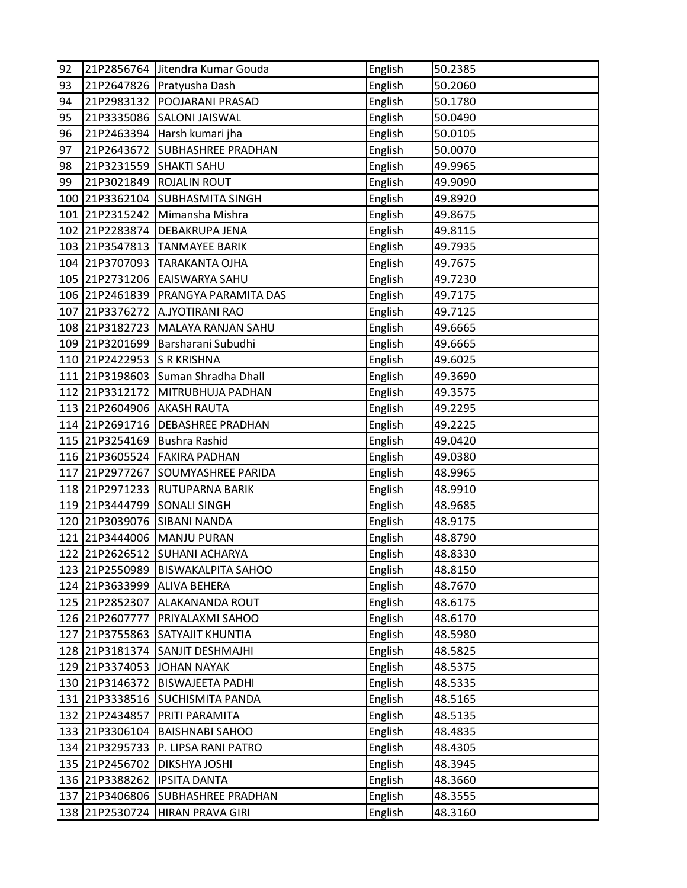| 92 | 21P2856764 | Jitendra Kumar Gouda | English | 50.2385 |
|---|---|---|---|---|
| 93 | 21P2647826 | Pratyusha Dash | English | 50.2060 |
| 94 | 21P2983132 | POOJARANI PRASAD | English | 50.1780 |
| 95 | 21P3335086 | SALONI JAISWAL | English | 50.0490 |
| 96 | 21P2463394 | Harsh kumari jha | English | 50.0105 |
| 97 | 21P2643672 | SUBHASHREE PRADHAN | English | 50.0070 |
| 98 | 21P3231559 | SHAKTI SAHU | English | 49.9965 |
| 99 | 21P3021849 | ROJALIN ROUT | English | 49.9090 |
| 100 | 21P3362104 | SUBHASMITA SINGH | English | 49.8920 |
| 101 | 21P2315242 | Mimansha Mishra | English | 49.8675 |
| 102 | 21P2283874 | DEBAKRUPA JENA | English | 49.8115 |
| 103 | 21P3547813 | TANMAYEE BARIK | English | 49.7935 |
| 104 | 21P3707093 | TARAKANTA OJHA | English | 49.7675 |
| 105 | 21P2731206 | EAISWARYA SAHU | English | 49.7230 |
| 106 | 21P2461839 | PRANGYA PARAMITA DAS | English | 49.7175 |
| 107 | 21P3376272 | A.JYOTIRANI RAO | English | 49.7125 |
| 108 | 21P3182723 | MALAYA RANJAN SAHU | English | 49.6665 |
| 109 | 21P3201699 | Barsharani Subudhi | English | 49.6665 |
| 110 | 21P2422953 | S R KRISHNA | English | 49.6025 |
| 111 | 21P3198603 | Suman Shradha Dhall | English | 49.3690 |
| 112 | 21P3312172 | MITRUBHUJA PADHAN | English | 49.3575 |
| 113 | 21P2604906 | AKASH RAUTA | English | 49.2295 |
| 114 | 21P2691716 | DEBASHREE PRADHAN | English | 49.2225 |
| 115 | 21P3254169 | Bushra Rashid | English | 49.0420 |
| 116 | 21P3605524 | FAKIRA PADHAN | English | 49.0380 |
| 117 | 21P2977267 | SOUMYASHREE PARIDA | English | 48.9965 |
| 118 | 21P2971233 | RUTUPARNA BARIK | English | 48.9910 |
| 119 | 21P3444799 | SONALI SINGH | English | 48.9685 |
| 120 | 21P3039076 | SIBANI NANDA | English | 48.9175 |
| 121 | 21P3444006 | MANJU PURAN | English | 48.8790 |
| 122 | 21P2626512 | SUHANI ACHARYA | English | 48.8330 |
| 123 | 21P2550989 | BISWAKALPITA SAHOO | English | 48.8150 |
| 124 | 21P3633999 | ALIVA BEHERA | English | 48.7670 |
| 125 | 21P2852307 | ALAKANANDA ROUT | English | 48.6175 |
| 126 | 21P2607777 | PRIYALAXMI SAHOO | English | 48.6170 |
| 127 | 21P3755863 | SATYAJIT KHUNTIA | English | 48.5980 |
| 128 | 21P3181374 | SANJIT DESHMAJHI | English | 48.5825 |
| 129 | 21P3374053 | JOHAN NAYAK | English | 48.5375 |
| 130 | 21P3146372 | BISWAJEETA PADHI | English | 48.5335 |
| 131 | 21P3338516 | SUCHISMITA PANDA | English | 48.5165 |
| 132 | 21P2434857 | PRITI PARAMITA | English | 48.5135 |
| 133 | 21P3306104 | BAISHNABI SAHOO | English | 48.4835 |
| 134 | 21P3295733 | P. LIPSA RANI PATRO | English | 48.4305 |
| 135 | 21P2456702 | DIKSHYA JOSHI | English | 48.3945 |
| 136 | 21P3388262 | IPSITA DANTA | English | 48.3660 |
| 137 | 21P3406806 | SUBHASHREE PRADHAN | English | 48.3555 |
| 138 | 21P2530724 | HIRAN PRAVA GIRI | English | 48.3160 |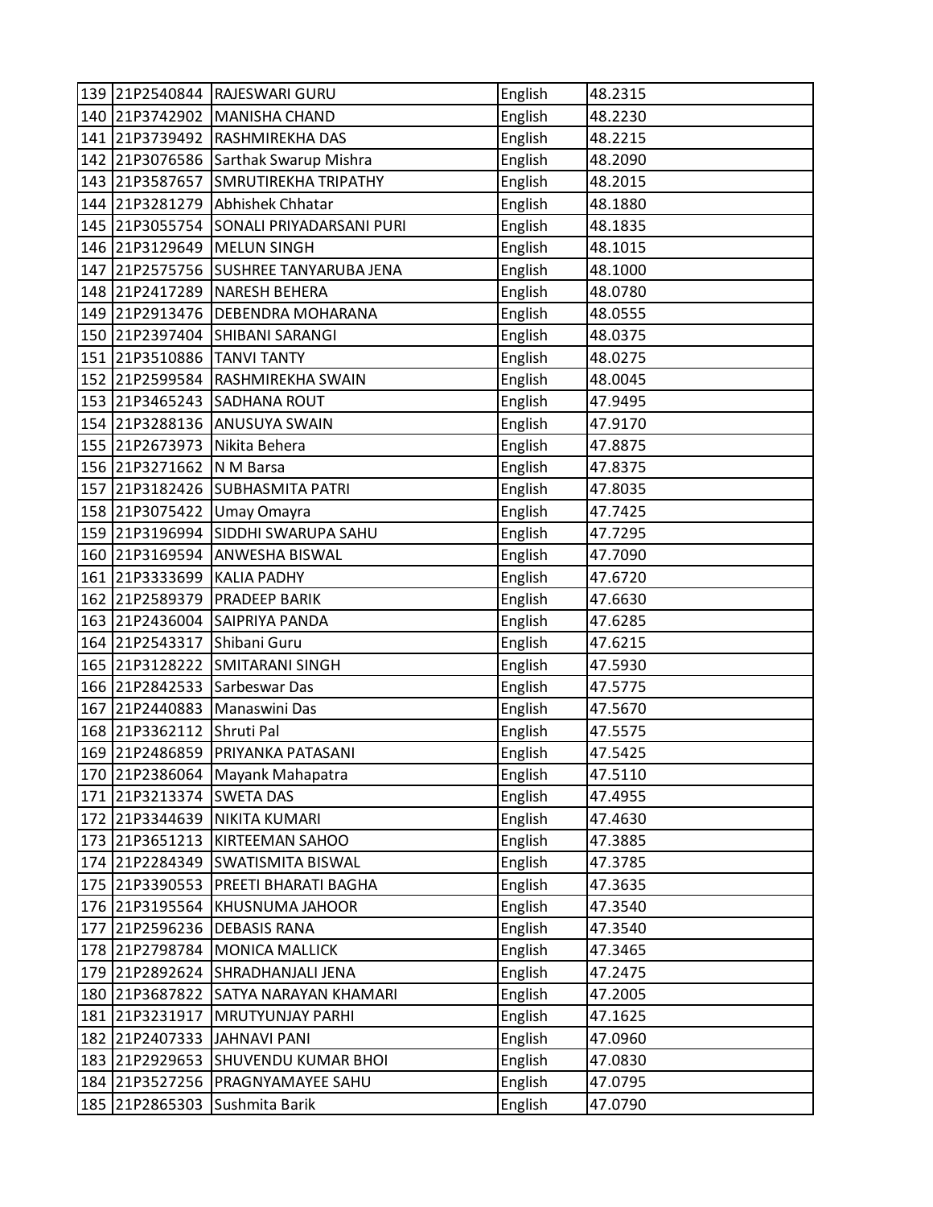| | | | | |
|---|---|---|---|---|
| 139 | 21P2540844 | RAJESWARI GURU | English | 48.2315 |
| 140 | 21P3742902 | MANISHA CHAND | English | 48.2230 |
| 141 | 21P3739492 | RASHMIREKHA DAS | English | 48.2215 |
| 142 | 21P3076586 | Sarthak Swarup Mishra | English | 48.2090 |
| 143 | 21P3587657 | SMRUTIREKHA TRIPATHY | English | 48.2015 |
| 144 | 21P3281279 | Abhishek Chhatar | English | 48.1880 |
| 145 | 21P3055754 | SONALI PRIYADARSANI PURI | English | 48.1835 |
| 146 | 21P3129649 | MELUN SINGH | English | 48.1015 |
| 147 | 21P2575756 | SUSHREE TANYARUBA JENA | English | 48.1000 |
| 148 | 21P2417289 | NARESH BEHERA | English | 48.0780 |
| 149 | 21P2913476 | DEBENDRA MOHARANA | English | 48.0555 |
| 150 | 21P2397404 | SHIBANI SARANGI | English | 48.0375 |
| 151 | 21P3510886 | TANVI TANTY | English | 48.0275 |
| 152 | 21P2599584 | RASHMIREKHA SWAIN | English | 48.0045 |
| 153 | 21P3465243 | SADHANA ROUT | English | 47.9495 |
| 154 | 21P3288136 | ANUSUYA SWAIN | English | 47.9170 |
| 155 | 21P2673973 | Nikita Behera | English | 47.8875 |
| 156 | 21P3271662 | N M Barsa | English | 47.8375 |
| 157 | 21P3182426 | SUBHASMITA PATRI | English | 47.8035 |
| 158 | 21P3075422 | Umay Omayra | English | 47.7425 |
| 159 | 21P3196994 | SIDDHI SWARUPA SAHU | English | 47.7295 |
| 160 | 21P3169594 | ANWESHA BISWAL | English | 47.7090 |
| 161 | 21P3333699 | KALIA PADHY | English | 47.6720 |
| 162 | 21P2589379 | PRADEEP BARIK | English | 47.6630 |
| 163 | 21P2436004 | SAIPRIYA PANDA | English | 47.6285 |
| 164 | 21P2543317 | Shibani Guru | English | 47.6215 |
| 165 | 21P3128222 | SMITARANI SINGH | English | 47.5930 |
| 166 | 21P2842533 | Sarbeswar Das | English | 47.5775 |
| 167 | 21P2440883 | Manaswini Das | English | 47.5670 |
| 168 | 21P3362112 | Shruti Pal | English | 47.5575 |
| 169 | 21P2486859 | PRIYANKA PATASANI | English | 47.5425 |
| 170 | 21P2386064 | Mayank Mahapatra | English | 47.5110 |
| 171 | 21P3213374 | SWETA DAS | English | 47.4955 |
| 172 | 21P3344639 | NIKITA KUMARI | English | 47.4630 |
| 173 | 21P3651213 | KIRTEEMAN SAHOO | English | 47.3885 |
| 174 | 21P2284349 | SWATISMITA BISWAL | English | 47.3785 |
| 175 | 21P3390553 | PREETI BHARATI BAGHA | English | 47.3635 |
| 176 | 21P3195564 | KHUSNUMA JAHOOR | English | 47.3540 |
| 177 | 21P2596236 | DEBASIS RANA | English | 47.3540 |
| 178 | 21P2798784 | MONICA MALLICK | English | 47.3465 |
| 179 | 21P2892624 | SHRADHANJALI JENA | English | 47.2475 |
| 180 | 21P3687822 | SATYA NARAYAN KHAMARI | English | 47.2005 |
| 181 | 21P3231917 | MRUTYUNJAY PARHI | English | 47.1625 |
| 182 | 21P2407333 | JAHNAVI PANI | English | 47.0960 |
| 183 | 21P2929653 | SHUVENDU KUMAR BHOI | English | 47.0830 |
| 184 | 21P3527256 | PRAGNYAMAYEE SAHU | English | 47.0795 |
| 185 | 21P2865303 | Sushmita Barik | English | 47.0790 |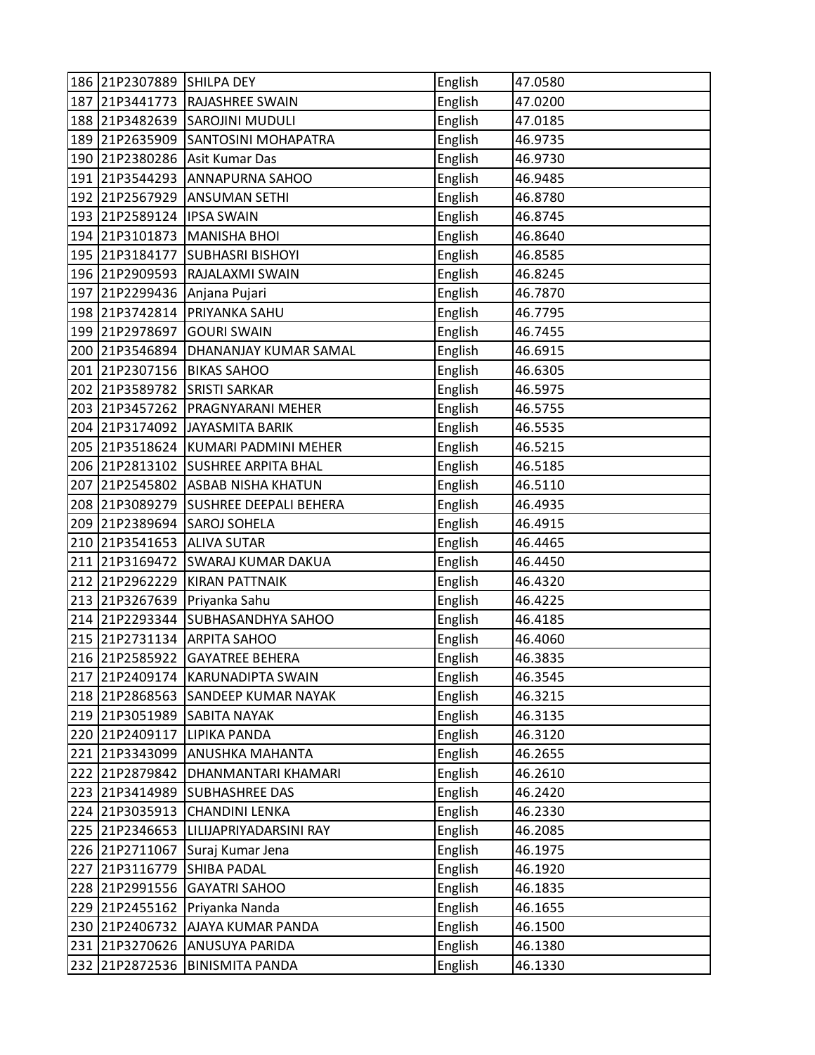| 186 | 21P2307889 | SHILPA DEY | English | 47.0580 |
|---|---|---|---|---|
| 187 | 21P3441773 | RAJASHREE SWAIN | English | 47.0200 |
| 188 | 21P3482639 | SAROJINI MUDULI | English | 47.0185 |
| 189 | 21P2635909 | SANTOSINI MOHAPATRA | English | 46.9735 |
| 190 | 21P2380286 | Asit Kumar Das | English | 46.9730 |
| 191 | 21P3544293 | ANNAPURNA SAHOO | English | 46.9485 |
| 192 | 21P2567929 | ANSUMAN SETHI | English | 46.8780 |
| 193 | 21P2589124 | IPSA SWAIN | English | 46.8745 |
| 194 | 21P3101873 | MANISHA BHOI | English | 46.8640 |
| 195 | 21P3184177 | SUBHASRI BISHOYI | English | 46.8585 |
| 196 | 21P2909593 | RAJALAXMI SWAIN | English | 46.8245 |
| 197 | 21P2299436 | Anjana Pujari | English | 46.7870 |
| 198 | 21P3742814 | PRIYANKA SAHU | English | 46.7795 |
| 199 | 21P2978697 | GOURI SWAIN | English | 46.7455 |
| 200 | 21P3546894 | DHANANJAY KUMAR SAMAL | English | 46.6915 |
| 201 | 21P2307156 | BIKAS SAHOO | English | 46.6305 |
| 202 | 21P3589782 | SRISTI SARKAR | English | 46.5975 |
| 203 | 21P3457262 | PRAGNYARANI MEHER | English | 46.5755 |
| 204 | 21P3174092 | JAYASMITA BARIK | English | 46.5535 |
| 205 | 21P3518624 | KUMARI PADMINI MEHER | English | 46.5215 |
| 206 | 21P2813102 | SUSHREE ARPITA BHAL | English | 46.5185 |
| 207 | 21P2545802 | ASBAB NISHA KHATUN | English | 46.5110 |
| 208 | 21P3089279 | SUSHREE DEEPALI BEHERA | English | 46.4935 |
| 209 | 21P2389694 | SAROJ SOHELA | English | 46.4915 |
| 210 | 21P3541653 | ALIVA SUTAR | English | 46.4465 |
| 211 | 21P3169472 | SWARAJ KUMAR DAKUA | English | 46.4450 |
| 212 | 21P2962229 | KIRAN PATTNAIK | English | 46.4320 |
| 213 | 21P3267639 | Priyanka Sahu | English | 46.4225 |
| 214 | 21P2293344 | SUBHASANDHYA SAHOO | English | 46.4185 |
| 215 | 21P2731134 | ARPITA SAHOO | English | 46.4060 |
| 216 | 21P2585922 | GAYATREE BEHERA | English | 46.3835 |
| 217 | 21P2409174 | KARUNADIPTA SWAIN | English | 46.3545 |
| 218 | 21P2868563 | SANDEEP KUMAR NAYAK | English | 46.3215 |
| 219 | 21P3051989 | SABITA NAYAK | English | 46.3135 |
| 220 | 21P2409117 | LIPIKA PANDA | English | 46.3120 |
| 221 | 21P3343099 | ANUSHKA MAHANTA | English | 46.2655 |
| 222 | 21P2879842 | DHANMANTARI KHAMARI | English | 46.2610 |
| 223 | 21P3414989 | SUBHASHREE DAS | English | 46.2420 |
| 224 | 21P3035913 | CHANDINI LENKA | English | 46.2330 |
| 225 | 21P2346653 | LILIJAPRIYADARSINI RAY | English | 46.2085 |
| 226 | 21P2711067 | Suraj Kumar Jena | English | 46.1975 |
| 227 | 21P3116779 | SHIBA PADAL | English | 46.1920 |
| 228 | 21P2991556 | GAYATRI SAHOO | English | 46.1835 |
| 229 | 21P2455162 | Priyanka Nanda | English | 46.1655 |
| 230 | 21P2406732 | AJAYA KUMAR PANDA | English | 46.1500 |
| 231 | 21P3270626 | ANUSUYA PARIDA | English | 46.1380 |
| 232 | 21P2872536 | BINISMITA PANDA | English | 46.1330 |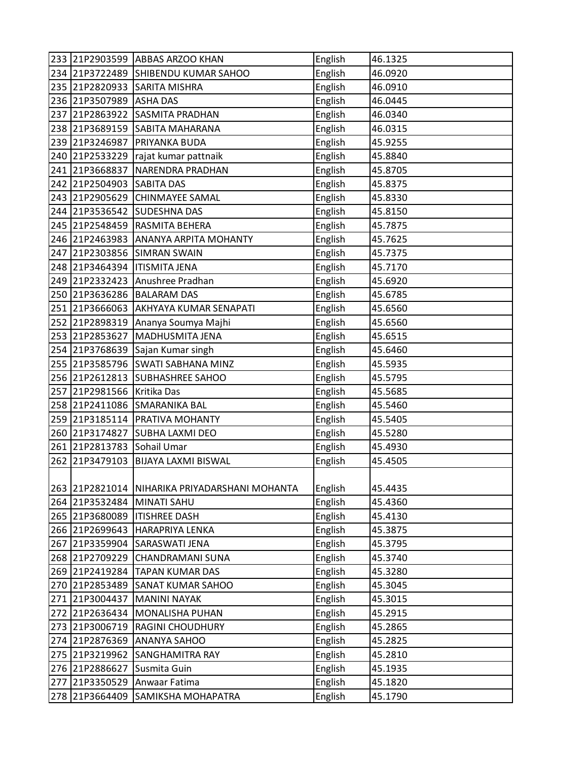| | | | | |
|---|---|---|---|---|
| 233 | 21P2903599 | ABBAS ARZOO KHAN | English | 46.1325 |
| 234 | 21P3722489 | SHIBENDU KUMAR SAHOO | English | 46.0920 |
| 235 | 21P2820933 | SARITA MISHRA | English | 46.0910 |
| 236 | 21P3507989 | ASHA DAS | English | 46.0445 |
| 237 | 21P2863922 | SASMITA PRADHAN | English | 46.0340 |
| 238 | 21P3689159 | SABITA MAHARANA | English | 46.0315 |
| 239 | 21P3246987 | PRIYANKA BUDA | English | 45.9255 |
| 240 | 21P2533229 | rajat kumar pattnaik | English | 45.8840 |
| 241 | 21P3668837 | NARENDRA PRADHAN | English | 45.8705 |
| 242 | 21P2504903 | SABITA DAS | English | 45.8375 |
| 243 | 21P2905629 | CHINMAYEE SAMAL | English | 45.8330 |
| 244 | 21P3536542 | SUDESHNA DAS | English | 45.8150 |
| 245 | 21P2548459 | RASMITA BEHERA | English | 45.7875 |
| 246 | 21P2463983 | ANANYA ARPITA MOHANTY | English | 45.7625 |
| 247 | 21P2303856 | SIMRAN SWAIN | English | 45.7375 |
| 248 | 21P3464394 | ITISMITA JENA | English | 45.7170 |
| 249 | 21P2332423 | Anushree Pradhan | English | 45.6920 |
| 250 | 21P3636286 | BALARAM DAS | English | 45.6785 |
| 251 | 21P3666063 | AKHYAYA KUMAR SENAPATI | English | 45.6560 |
| 252 | 21P2898319 | Ananya Soumya Majhi | English | 45.6560 |
| 253 | 21P2853627 | MADHUSMITA JENA | English | 45.6515 |
| 254 | 21P3768639 | Sajan Kumar singh | English | 45.6460 |
| 255 | 21P3585796 | SWATI SABHANA MINZ | English | 45.5935 |
| 256 | 21P2612813 | SUBHASHREE SAHOO | English | 45.5795 |
| 257 | 21P2981566 | Kritika Das | English | 45.5685 |
| 258 | 21P2411086 | SMARANIKA BAL | English | 45.5460 |
| 259 | 21P3185114 | PRATIVA MOHANTY | English | 45.5405 |
| 260 | 21P3174827 | SUBHA LAXMI DEO | English | 45.5280 |
| 261 | 21P2813783 | Sohail Umar | English | 45.4930 |
| 262 | 21P3479103 | BIJAYA LAXMI BISWAL | English | 45.4505 |
| 263 | 21P2821014 | NIHARIKA PRIYADARSHANI MOHANTA | English | 45.4435 |
| 264 | 21P3532484 | MINATI SAHU | English | 45.4360 |
| 265 | 21P3680089 | ITISHREE DASH | English | 45.4130 |
| 266 | 21P2699643 | HARAPRIYA LENKA | English | 45.3875 |
| 267 | 21P3359904 | SARASWATI JENA | English | 45.3795 |
| 268 | 21P2709229 | CHANDRAMANI SUNA | English | 45.3740 |
| 269 | 21P2419284 | TAPAN KUMAR DAS | English | 45.3280 |
| 270 | 21P2853489 | SANAT KUMAR SAHOO | English | 45.3045 |
| 271 | 21P3004437 | MANINI NAYAK | English | 45.3015 |
| 272 | 21P2636434 | MONALISHA PUHAN | English | 45.2915 |
| 273 | 21P3006719 | RAGINI CHOUDHURY | English | 45.2865 |
| 274 | 21P2876369 | ANANYA SAHOO | English | 45.2825 |
| 275 | 21P3219962 | SANGHAMITRA RAY | English | 45.2810 |
| 276 | 21P2886627 | Susmita Guin | English | 45.1935 |
| 277 | 21P3350529 | Anwaar Fatima | English | 45.1820 |
| 278 | 21P3664409 | SAMIKSHA MOHAPATRA | English | 45.1790 |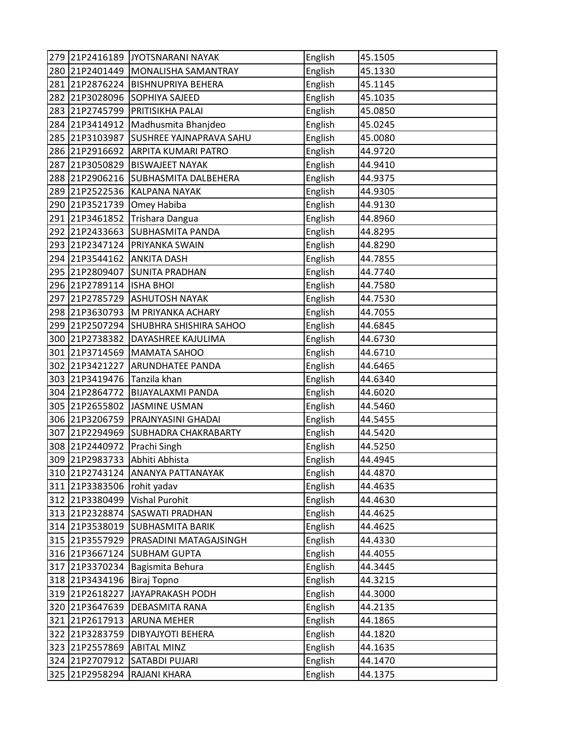| 279 | 21P2416189 | JYOTSNARANI NAYAK | English | 45.1505 |
|---|---|---|---|---|
| 280 | 21P2401449 | MONALISHA SAMANTRAY | English | 45.1330 |
| 281 | 21P2876224 | BISHNUPRIYA BEHERA | English | 45.1145 |
| 282 | 21P3028096 | SOPHIYA SAJEED | English | 45.1035 |
| 283 | 21P2745799 | PRITISIKHA PALAI | English | 45.0850 |
| 284 | 21P3414912 | Madhusmita Bhanjdeo | English | 45.0245 |
| 285 | 21P3103987 | SUSHREE YAJNAPRAVA SAHU | English | 45.0080 |
| 286 | 21P2916692 | ARPITA KUMARI PATRO | English | 44.9720 |
| 287 | 21P3050829 | BISWAJEET NAYAK | English | 44.9410 |
| 288 | 21P2906216 | SUBHASMITA DALBEHERA | English | 44.9375 |
| 289 | 21P2522536 | KALPANA NAYAK | English | 44.9305 |
| 290 | 21P3521739 | Omey Habiba | English | 44.9130 |
| 291 | 21P3461852 | Trishara Dangua | English | 44.8960 |
| 292 | 21P2433663 | SUBHASMITA PANDA | English | 44.8295 |
| 293 | 21P2347124 | PRIYANKA SWAIN | English | 44.8290 |
| 294 | 21P3544162 | ANKITA DASH | English | 44.7855 |
| 295 | 21P2809407 | SUNITA PRADHAN | English | 44.7740 |
| 296 | 21P2789114 | ISHA BHOI | English | 44.7580 |
| 297 | 21P2785729 | ASHUTOSH NAYAK | English | 44.7530 |
| 298 | 21P3630793 | M PRIYANKA ACHARY | English | 44.7055 |
| 299 | 21P2507294 | SHUBHRA SHISHIRA SAHOO | English | 44.6845 |
| 300 | 21P2738382 | DAYASHREE KAJULIMA | English | 44.6730 |
| 301 | 21P3714569 | MAMATA SAHOO | English | 44.6710 |
| 302 | 21P3421227 | ARUNDHATEE PANDA | English | 44.6465 |
| 303 | 21P3419476 | Tanzila khan | English | 44.6340 |
| 304 | 21P2864772 | BIJAYALAXMI PANDA | English | 44.6020 |
| 305 | 21P2655802 | JASMINE USMAN | English | 44.5460 |
| 306 | 21P3206759 | PRAJNYASINI GHADAI | English | 44.5455 |
| 307 | 21P2294969 | SUBHADRA CHAKRABARTY | English | 44.5420 |
| 308 | 21P2440972 | Prachi Singh | English | 44.5250 |
| 309 | 21P2983733 | Abhiti Abhista | English | 44.4945 |
| 310 | 21P2743124 | ANANYA PATTANAYAK | English | 44.4870 |
| 311 | 21P3383506 | rohit yadav | English | 44.4635 |
| 312 | 21P3380499 | Vishal Purohit | English | 44.4630 |
| 313 | 21P2328874 | SASWATI PRADHAN | English | 44.4625 |
| 314 | 21P3538019 | SUBHASMITA BARIK | English | 44.4625 |
| 315 | 21P3557929 | PRASADINI MATAGAJSINGH | English | 44.4330 |
| 316 | 21P3667124 | SUBHAM GUPTA | English | 44.4055 |
| 317 | 21P3370234 | Bagismita Behura | English | 44.3445 |
| 318 | 21P3434196 | Biraj Topno | English | 44.3215 |
| 319 | 21P2618227 | JAYAPRAKASH PODH | English | 44.3000 |
| 320 | 21P3647639 | DEBASMITA RANA | English | 44.2135 |
| 321 | 21P2617913 | ARUNA MEHER | English | 44.1865 |
| 322 | 21P3283759 | DIBYAJYOTI BEHERA | English | 44.1820 |
| 323 | 21P2557869 | ABITAL MINZ | English | 44.1635 |
| 324 | 21P2707912 | SATABDI PUJARI | English | 44.1470 |
| 325 | 21P2958294 | RAJANI KHARA | English | 44.1375 |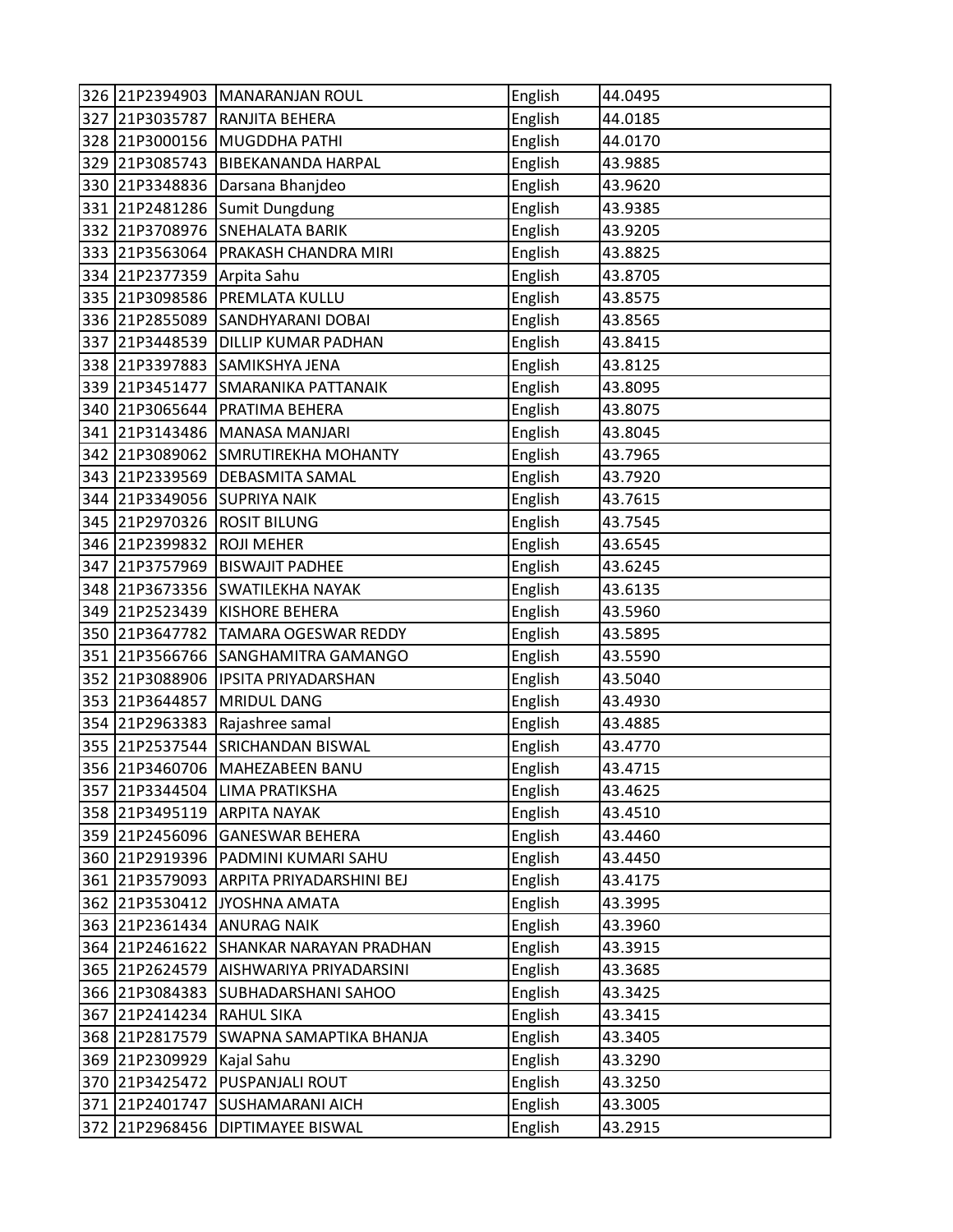| | | | | |
|---|---|---|---|---|
| 326 | 21P2394903 | MANARANJAN ROUL | English | 44.0495 |
| 327 | 21P3035787 | RANJITA BEHERA | English | 44.0185 |
| 328 | 21P3000156 | MUGDDHA PATHI | English | 44.0170 |
| 329 | 21P3085743 | BIBEKANANDA HARPAL | English | 43.9885 |
| 330 | 21P3348836 | Darsana Bhanjdeo | English | 43.9620 |
| 331 | 21P2481286 | Sumit Dungdung | English | 43.9385 |
| 332 | 21P3708976 | SNEHALATA BARIK | English | 43.9205 |
| 333 | 21P3563064 | PRAKASH CHANDRA MIRI | English | 43.8825 |
| 334 | 21P2377359 | Arpita Sahu | English | 43.8705 |
| 335 | 21P3098586 | PREMLATA KULLU | English | 43.8575 |
| 336 | 21P2855089 | SANDHYARANI DOBAI | English | 43.8565 |
| 337 | 21P3448539 | DILLIP KUMAR PADHAN | English | 43.8415 |
| 338 | 21P3397883 | SAMIKSHYA JENA | English | 43.8125 |
| 339 | 21P3451477 | SMARANIKA PATTANAIK | English | 43.8095 |
| 340 | 21P3065644 | PRATIMA BEHERA | English | 43.8075 |
| 341 | 21P3143486 | MANASA MANJARI | English | 43.8045 |
| 342 | 21P3089062 | SMRUTIREKHA MOHANTY | English | 43.7965 |
| 343 | 21P2339569 | DEBASMITA SAMAL | English | 43.7920 |
| 344 | 21P3349056 | SUPRIYA NAIK | English | 43.7615 |
| 345 | 21P2970326 | ROSIT BILUNG | English | 43.7545 |
| 346 | 21P2399832 | ROJI MEHER | English | 43.6545 |
| 347 | 21P3757969 | BISWAJIT PADHEE | English | 43.6245 |
| 348 | 21P3673356 | SWATILEKHA NAYAK | English | 43.6135 |
| 349 | 21P2523439 | KISHORE BEHERA | English | 43.5960 |
| 350 | 21P3647782 | TAMARA OGESWAR REDDY | English | 43.5895 |
| 351 | 21P3566766 | SANGHAMITRA GAMANGO | English | 43.5590 |
| 352 | 21P3088906 | IPSITA PRIYADARSHAN | English | 43.5040 |
| 353 | 21P3644857 | MRIDUL DANG | English | 43.4930 |
| 354 | 21P2963383 | Rajashree samal | English | 43.4885 |
| 355 | 21P2537544 | SRICHANDAN BISWAL | English | 43.4770 |
| 356 | 21P3460706 | MAHEZABEEN BANU | English | 43.4715 |
| 357 | 21P3344504 | LIMA PRATIKSHA | English | 43.4625 |
| 358 | 21P3495119 | ARPITA NAYAK | English | 43.4510 |
| 359 | 21P2456096 | GANESWAR BEHERA | English | 43.4460 |
| 360 | 21P2919396 | PADMINI KUMARI SAHU | English | 43.4450 |
| 361 | 21P3579093 | ARPITA PRIYADARSHINI BEJ | English | 43.4175 |
| 362 | 21P3530412 | JYOSHNA AMATA | English | 43.3995 |
| 363 | 21P2361434 | ANURAG NAIK | English | 43.3960 |
| 364 | 21P2461622 | SHANKAR NARAYAN PRADHAN | English | 43.3915 |
| 365 | 21P2624579 | AISHWARIYA PRIYADARSINI | English | 43.3685 |
| 366 | 21P3084383 | SUBHADARSHANI SAHOO | English | 43.3425 |
| 367 | 21P2414234 | RAHUL SIKA | English | 43.3415 |
| 368 | 21P2817579 | SWAPNA SAMAPTIKA BHANJA | English | 43.3405 |
| 369 | 21P2309929 | Kajal Sahu | English | 43.3290 |
| 370 | 21P3425472 | PUSPANJALI ROUT | English | 43.3250 |
| 371 | 21P2401747 | SUSHAMARANI AICH | English | 43.3005 |
| 372 | 21P2968456 | DIPTIMAYEE BISWAL | English | 43.2915 |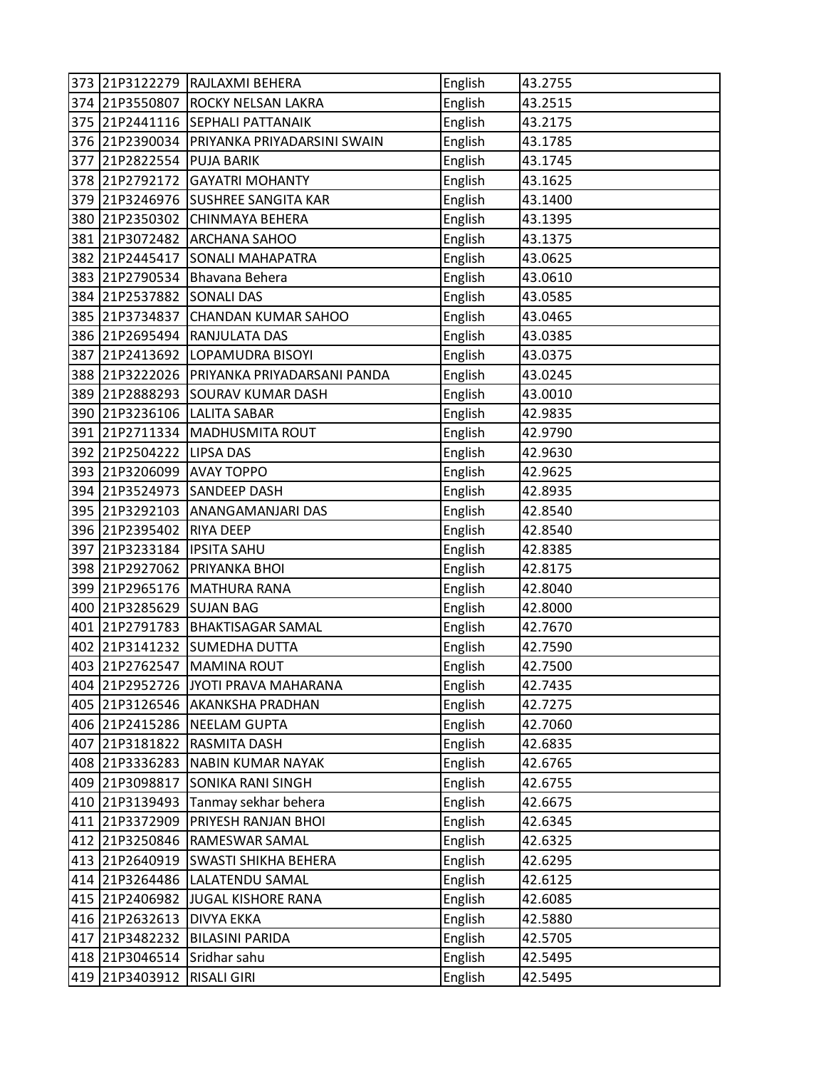| 373 | 21P3122279 | RAJLAXMI BEHERA | English | 43.2755 |
|---|---|---|---|---|
| 374 | 21P3550807 | ROCKY NELSAN LAKRA | English | 43.2515 |
| 375 | 21P2441116 | SEPHALI PATTANAIK | English | 43.2175 |
| 376 | 21P2390034 | PRIYANKA PRIYADARSINI SWAIN | English | 43.1785 |
| 377 | 21P2822554 | PUJA BARIK | English | 43.1745 |
| 378 | 21P2792172 | GAYATRI MOHANTY | English | 43.1625 |
| 379 | 21P3246976 | SUSHREE SANGITA KAR | English | 43.1400 |
| 380 | 21P2350302 | CHINMAYA BEHERA | English | 43.1395 |
| 381 | 21P3072482 | ARCHANA SAHOO | English | 43.1375 |
| 382 | 21P2445417 | SONALI MAHAPATRA | English | 43.0625 |
| 383 | 21P2790534 | Bhavana Behera | English | 43.0610 |
| 384 | 21P2537882 | SONALI DAS | English | 43.0585 |
| 385 | 21P3734837 | CHANDAN KUMAR SAHOO | English | 43.0465 |
| 386 | 21P2695494 | RANJULATA DAS | English | 43.0385 |
| 387 | 21P2413692 | LOPAMUDRA BISOYI | English | 43.0375 |
| 388 | 21P3222026 | PRIYANKA PRIYADARSANI PANDA | English | 43.0245 |
| 389 | 21P2888293 | SOURAV KUMAR DASH | English | 43.0010 |
| 390 | 21P3236106 | LALITA SABAR | English | 42.9835 |
| 391 | 21P2711334 | MADHUSMITA ROUT | English | 42.9790 |
| 392 | 21P2504222 | LIPSA DAS | English | 42.9630 |
| 393 | 21P3206099 | AVAY TOPPO | English | 42.9625 |
| 394 | 21P3524973 | SANDEEP DASH | English | 42.8935 |
| 395 | 21P3292103 | ANANGAMANJARI DAS | English | 42.8540 |
| 396 | 21P2395402 | RIYA DEEP | English | 42.8540 |
| 397 | 21P3233184 | IPSITA SAHU | English | 42.8385 |
| 398 | 21P2927062 | PRIYANKA BHOI | English | 42.8175 |
| 399 | 21P2965176 | MATHURA RANA | English | 42.8040 |
| 400 | 21P3285629 | SUJAN BAG | English | 42.8000 |
| 401 | 21P2791783 | BHAKTISAGAR SAMAL | English | 42.7670 |
| 402 | 21P3141232 | SUMEDHA DUTTA | English | 42.7590 |
| 403 | 21P2762547 | MAMINA ROUT | English | 42.7500 |
| 404 | 21P2952726 | JYOTI PRAVA MAHARANA | English | 42.7435 |
| 405 | 21P3126546 | AKANKSHA PRADHAN | English | 42.7275 |
| 406 | 21P2415286 | NEELAM GUPTA | English | 42.7060 |
| 407 | 21P3181822 | RASMITA DASH | English | 42.6835 |
| 408 | 21P3336283 | NABIN KUMAR NAYAK | English | 42.6765 |
| 409 | 21P3098817 | SONIKA RANI SINGH | English | 42.6755 |
| 410 | 21P3139493 | Tanmay sekhar behera | English | 42.6675 |
| 411 | 21P3372909 | PRIYESH RANJAN BHOI | English | 42.6345 |
| 412 | 21P3250846 | RAMESWAR SAMAL | English | 42.6325 |
| 413 | 21P2640919 | SWASTI SHIKHA BEHERA | English | 42.6295 |
| 414 | 21P3264486 | LALATENDU SAMAL | English | 42.6125 |
| 415 | 21P2406982 | JUGAL KISHORE RANA | English | 42.6085 |
| 416 | 21P2632613 | DIVYA EKKA | English | 42.5880 |
| 417 | 21P3482232 | BILASINI PARIDA | English | 42.5705 |
| 418 | 21P3046514 | Sridhar sahu | English | 42.5495 |
| 419 | 21P3403912 | RISALI GIRI | English | 42.5495 |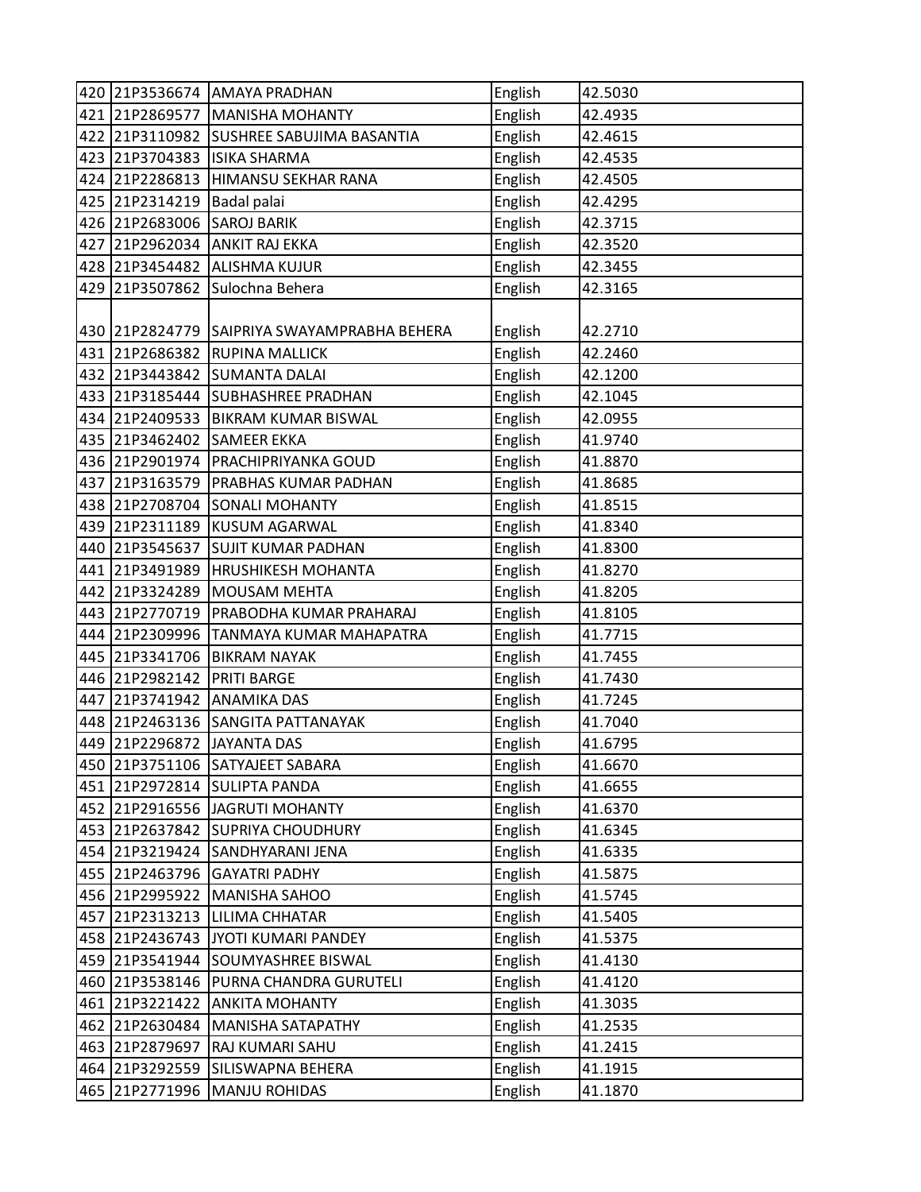| | | | | |
|---|---|---|---|---|
| 420 | 21P3536674 | AMAYA PRADHAN | English | 42.5030 |
| 421 | 21P2869577 | MANISHA MOHANTY | English | 42.4935 |
| 422 | 21P3110982 | SUSHREE SABUJIMA BASANTIA | English | 42.4615 |
| 423 | 21P3704383 | ISIKA SHARMA | English | 42.4535 |
| 424 | 21P2286813 | HIMANSU SEKHAR RANA | English | 42.4505 |
| 425 | 21P2314219 | Badal palai | English | 42.4295 |
| 426 | 21P2683006 | SAROJ BARIK | English | 42.3715 |
| 427 | 21P2962034 | ANKIT RAJ EKKA | English | 42.3520 |
| 428 | 21P3454482 | ALISHMA KUJUR | English | 42.3455 |
| 429 | 21P3507862 | Sulochna Behera | English | 42.3165 |
| 430 | 21P2824779 | SAIPRIYA SWAYAMPRABHA BEHERA | English | 42.2710 |
| 431 | 21P2686382 | RUPINA MALLICK | English | 42.2460 |
| 432 | 21P3443842 | SUMANTA DALAI | English | 42.1200 |
| 433 | 21P3185444 | SUBHASHREE PRADHAN | English | 42.1045 |
| 434 | 21P2409533 | BIKRAM KUMAR BISWAL | English | 42.0955 |
| 435 | 21P3462402 | SAMEER EKKA | English | 41.9740 |
| 436 | 21P2901974 | PRACHIPRIYANKA GOUD | English | 41.8870 |
| 437 | 21P3163579 | PRABHAS KUMAR PADHAN | English | 41.8685 |
| 438 | 21P2708704 | SONALI MOHANTY | English | 41.8515 |
| 439 | 21P2311189 | KUSUM AGARWAL | English | 41.8340 |
| 440 | 21P3545637 | SUJIT KUMAR PADHAN | English | 41.8300 |
| 441 | 21P3491989 | HRUSHIKESH MOHANTA | English | 41.8270 |
| 442 | 21P3324289 | MOUSAM MEHTA | English | 41.8205 |
| 443 | 21P2770719 | PRABODHA KUMAR PRAHARAJ | English | 41.8105 |
| 444 | 21P2309996 | TANMAYA KUMAR MAHAPATRA | English | 41.7715 |
| 445 | 21P3341706 | BIKRAM NAYAK | English | 41.7455 |
| 446 | 21P2982142 | PRITI BARGE | English | 41.7430 |
| 447 | 21P3741942 | ANAMIKA DAS | English | 41.7245 |
| 448 | 21P2463136 | SANGITA PATTANAYAK | English | 41.7040 |
| 449 | 21P2296872 | JAYANTA DAS | English | 41.6795 |
| 450 | 21P3751106 | SATYAJEET SABARA | English | 41.6670 |
| 451 | 21P2972814 | SULIPTA PANDA | English | 41.6655 |
| 452 | 21P2916556 | JAGRUTI MOHANTY | English | 41.6370 |
| 453 | 21P2637842 | SUPRIYA CHOUDHURY | English | 41.6345 |
| 454 | 21P3219424 | SANDHYARANI JENA | English | 41.6335 |
| 455 | 21P2463796 | GAYATRI PADHY | English | 41.5875 |
| 456 | 21P2995922 | MANISHA SAHOO | English | 41.5745 |
| 457 | 21P2313213 | LILIMA CHHATAR | English | 41.5405 |
| 458 | 21P2436743 | JYOTI KUMARI PANDEY | English | 41.5375 |
| 459 | 21P3541944 | SOUMYASHREE BISWAL | English | 41.4130 |
| 460 | 21P3538146 | PURNA CHANDRA GURUTELI | English | 41.4120 |
| 461 | 21P3221422 | ANKITA MOHANTY | English | 41.3035 |
| 462 | 21P2630484 | MANISHA SATAPATHY | English | 41.2535 |
| 463 | 21P2879697 | RAJ KUMARI SAHU | English | 41.2415 |
| 464 | 21P3292559 | SILISWAPNA BEHERA | English | 41.1915 |
| 465 | 21P2771996 | MANJU ROHIDAS | English | 41.1870 |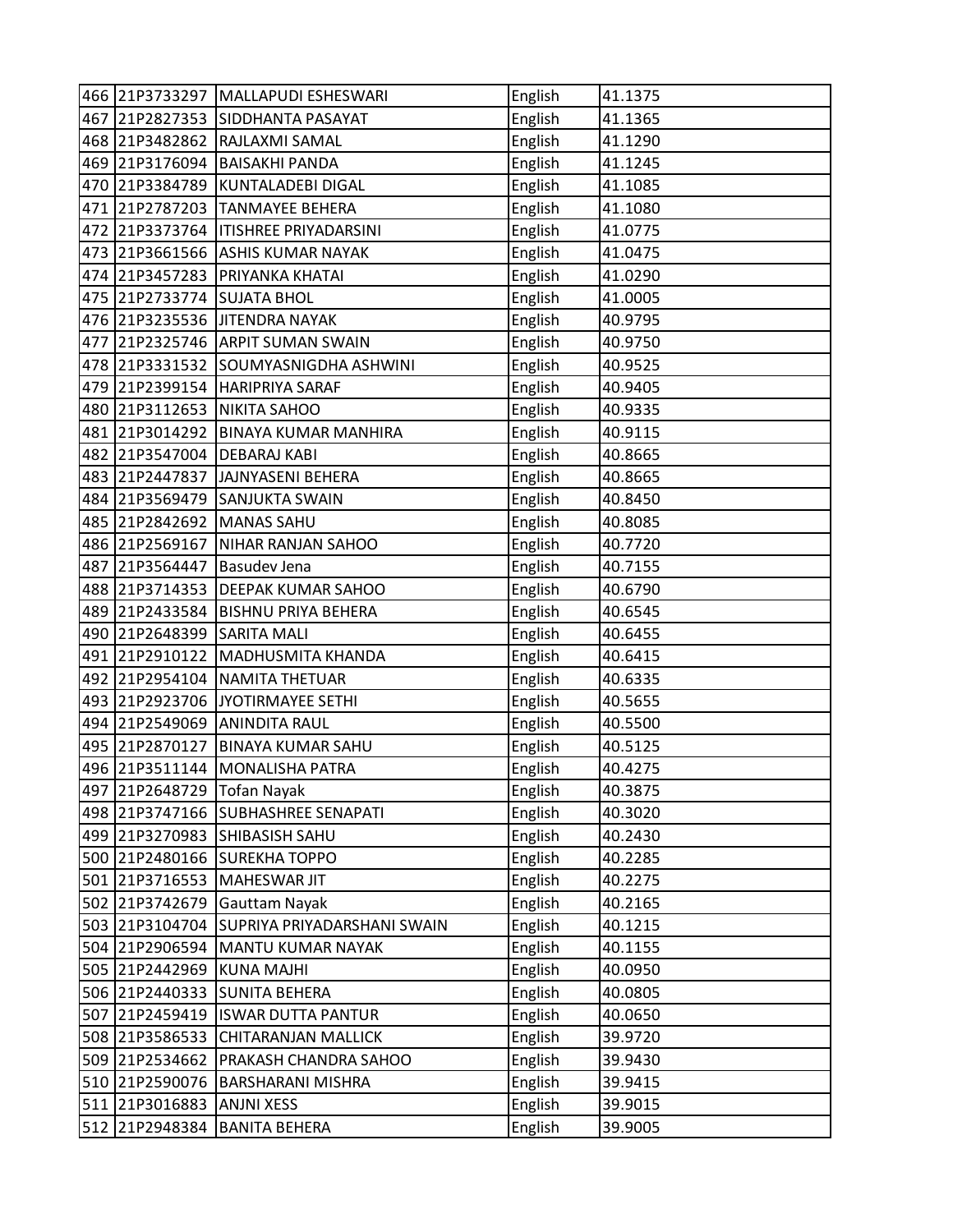| | | | | |
|---|---|---|---|---|
| 466 | 21P3733297 | MALLAPUDI ESHESWARI | English | 41.1375 |
| 467 | 21P2827353 | SIDDHANTA PASAYAT | English | 41.1365 |
| 468 | 21P3482862 | RAJLAXMI SAMAL | English | 41.1290 |
| 469 | 21P3176094 | BAISAKHI PANDA | English | 41.1245 |
| 470 | 21P3384789 | KUNTALADEBI DIGAL | English | 41.1085 |
| 471 | 21P2787203 | TANMAYEE BEHERA | English | 41.1080 |
| 472 | 21P3373764 | ITISHREE PRIYADARSINI | English | 41.0775 |
| 473 | 21P3661566 | ASHIS KUMAR NAYAK | English | 41.0475 |
| 474 | 21P3457283 | PRIYANKA KHATAI | English | 41.0290 |
| 475 | 21P2733774 | SUJATA BHOL | English | 41.0005 |
| 476 | 21P3235536 | JITENDRA NAYAK | English | 40.9795 |
| 477 | 21P2325746 | ARPIT SUMAN SWAIN | English | 40.9750 |
| 478 | 21P3331532 | SOUMYASNIGDHA ASHWINI | English | 40.9525 |
| 479 | 21P2399154 | HARIPRIYA SARAF | English | 40.9405 |
| 480 | 21P3112653 | NIKITA SAHOO | English | 40.9335 |
| 481 | 21P3014292 | BINAYA KUMAR MANHIRA | English | 40.9115 |
| 482 | 21P3547004 | DEBARAJ KABI | English | 40.8665 |
| 483 | 21P2447837 | JAJNYASENI BEHERA | English | 40.8665 |
| 484 | 21P3569479 | SANJUKTA SWAIN | English | 40.8450 |
| 485 | 21P2842692 | MANAS SAHU | English | 40.8085 |
| 486 | 21P2569167 | NIHAR RANJAN SAHOO | English | 40.7720 |
| 487 | 21P3564447 | Basudev Jena | English | 40.7155 |
| 488 | 21P3714353 | DEEPAK KUMAR SAHOO | English | 40.6790 |
| 489 | 21P2433584 | BISHNU PRIYA BEHERA | English | 40.6545 |
| 490 | 21P2648399 | SARITA MALI | English | 40.6455 |
| 491 | 21P2910122 | MADHUSMITA KHANDA | English | 40.6415 |
| 492 | 21P2954104 | NAMITA THETUAR | English | 40.6335 |
| 493 | 21P2923706 | JYOTIRMAYEE SETHI | English | 40.5655 |
| 494 | 21P2549069 | ANINDITA RAUL | English | 40.5500 |
| 495 | 21P2870127 | BINAYA KUMAR SAHU | English | 40.5125 |
| 496 | 21P3511144 | MONALISHA PATRA | English | 40.4275 |
| 497 | 21P2648729 | Tofan Nayak | English | 40.3875 |
| 498 | 21P3747166 | SUBHASHREE SENAPATI | English | 40.3020 |
| 499 | 21P3270983 | SHIBASISH SAHU | English | 40.2430 |
| 500 | 21P2480166 | SUREKHA TOPPO | English | 40.2285 |
| 501 | 21P3716553 | MAHESWAR JIT | English | 40.2275 |
| 502 | 21P3742679 | Gauttam Nayak | English | 40.2165 |
| 503 | 21P3104704 | SUPRIYA PRIYADARSHANI SWAIN | English | 40.1215 |
| 504 | 21P2906594 | MANTU KUMAR NAYAK | English | 40.1155 |
| 505 | 21P2442969 | KUNA MAJHI | English | 40.0950 |
| 506 | 21P2440333 | SUNITA BEHERA | English | 40.0805 |
| 507 | 21P2459419 | ISWAR DUTTA PANTUR | English | 40.0650 |
| 508 | 21P3586533 | CHITARANJAN MALLICK | English | 39.9720 |
| 509 | 21P2534662 | PRAKASH CHANDRA SAHOO | English | 39.9430 |
| 510 | 21P2590076 | BARSHARANI MISHRA | English | 39.9415 |
| 511 | 21P3016883 | ANJNI XESS | English | 39.9015 |
| 512 | 21P2948384 | BANITA BEHERA | English | 39.9005 |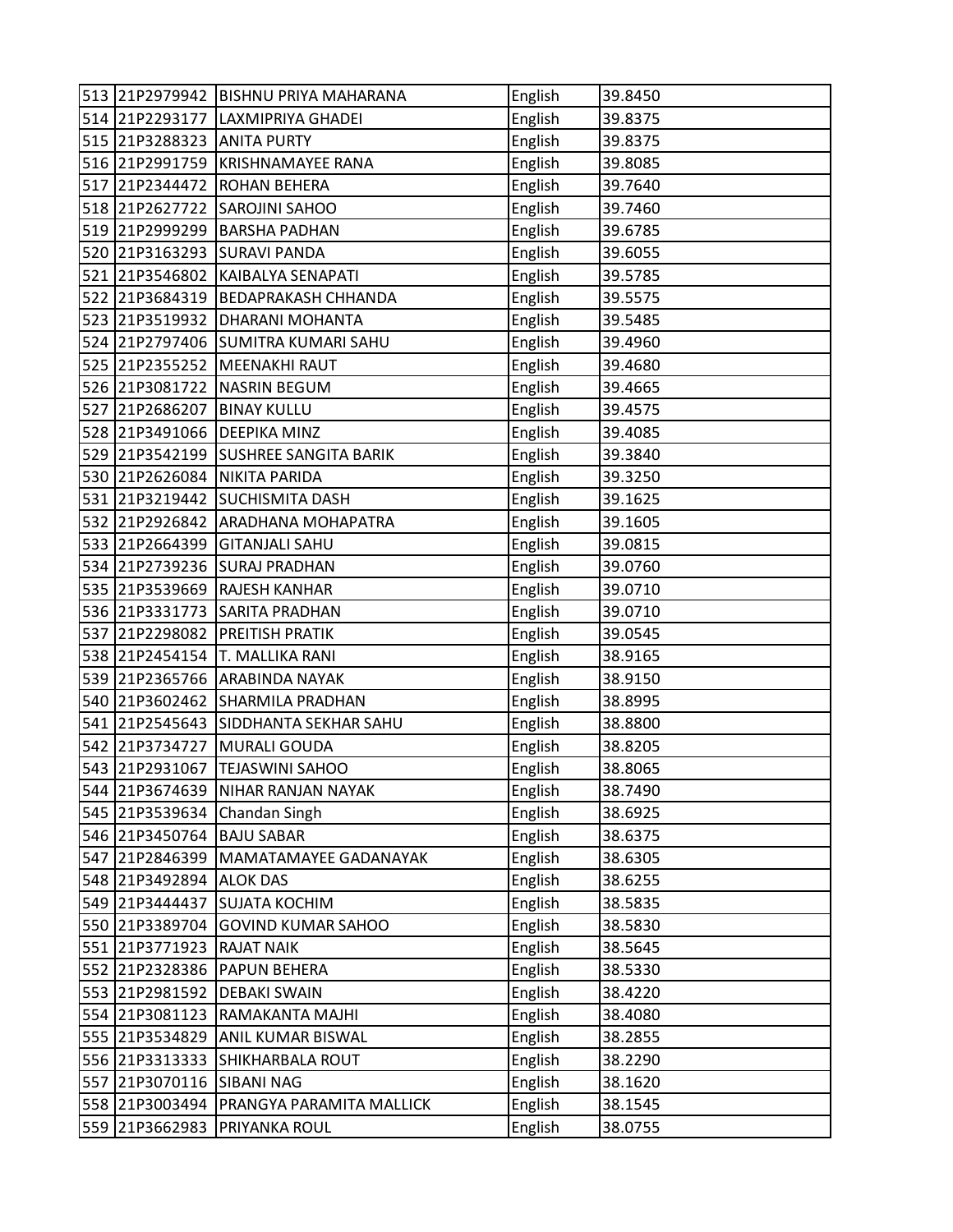| 513 | 21P2979942 | BISHNU PRIYA MAHARANA | English | 39.8450 |
|---|---|---|---|---|
| 514 | 21P2293177 | LAXMIPRIYA GHADEI | English | 39.8375 |
| 515 | 21P3288323 | ANITA PURTY | English | 39.8375 |
| 516 | 21P2991759 | KRISHNAMAYEE RANA | English | 39.8085 |
| 517 | 21P2344472 | ROHAN BEHERA | English | 39.7640 |
| 518 | 21P2627722 | SAROJINI SAHOO | English | 39.7460 |
| 519 | 21P2999299 | BARSHA PADHAN | English | 39.6785 |
| 520 | 21P3163293 | SURAVI PANDA | English | 39.6055 |
| 521 | 21P3546802 | KAIBALYA SENAPATI | English | 39.5785 |
| 522 | 21P3684319 | BEDAPRAKASH CHHANDA | English | 39.5575 |
| 523 | 21P3519932 | DHARANI MOHANTA | English | 39.5485 |
| 524 | 21P2797406 | SUMITRA KUMARI SAHU | English | 39.4960 |
| 525 | 21P2355252 | MEENAKHI RAUT | English | 39.4680 |
| 526 | 21P3081722 | NASRIN BEGUM | English | 39.4665 |
| 527 | 21P2686207 | BINAY KULLU | English | 39.4575 |
| 528 | 21P3491066 | DEEPIKA MINZ | English | 39.4085 |
| 529 | 21P3542199 | SUSHREE SANGITA BARIK | English | 39.3840 |
| 530 | 21P2626084 | NIKITA PARIDA | English | 39.3250 |
| 531 | 21P3219442 | SUCHISMITA DASH | English | 39.1625 |
| 532 | 21P2926842 | ARADHANA MOHAPATRA | English | 39.1605 |
| 533 | 21P2664399 | GITANJALI SAHU | English | 39.0815 |
| 534 | 21P2739236 | SURAJ PRADHAN | English | 39.0760 |
| 535 | 21P3539669 | RAJESH KANHAR | English | 39.0710 |
| 536 | 21P3331773 | SARITA PRADHAN | English | 39.0710 |
| 537 | 21P2298082 | PREITISH PRATIK | English | 39.0545 |
| 538 | 21P2454154 | T. MALLIKA RANI | English | 38.9165 |
| 539 | 21P2365766 | ARABINDA NAYAK | English | 38.9150 |
| 540 | 21P3602462 | SHARMILA PRADHAN | English | 38.8995 |
| 541 | 21P2545643 | SIDDHANTA SEKHAR SAHU | English | 38.8800 |
| 542 | 21P3734727 | MURALI GOUDA | English | 38.8205 |
| 543 | 21P2931067 | TEJASWINI SAHOO | English | 38.8065 |
| 544 | 21P3674639 | NIHAR RANJAN NAYAK | English | 38.7490 |
| 545 | 21P3539634 | Chandan Singh | English | 38.6925 |
| 546 | 21P3450764 | BAJU SABAR | English | 38.6375 |
| 547 | 21P2846399 | MAMATAMAYEE GADANAYAK | English | 38.6305 |
| 548 | 21P3492894 | ALOK DAS | English | 38.6255 |
| 549 | 21P3444437 | SUJATA KOCHIM | English | 38.5835 |
| 550 | 21P3389704 | GOVIND KUMAR SAHOO | English | 38.5830 |
| 551 | 21P3771923 | RAJAT NAIK | English | 38.5645 |
| 552 | 21P2328386 | PAPUN BEHERA | English | 38.5330 |
| 553 | 21P2981592 | DEBAKI SWAIN | English | 38.4220 |
| 554 | 21P3081123 | RAMAKANTA MAJHI | English | 38.4080 |
| 555 | 21P3534829 | ANIL KUMAR BISWAL | English | 38.2855 |
| 556 | 21P3313333 | SHIKHARBALA ROUT | English | 38.2290 |
| 557 | 21P3070116 | SIBANI NAG | English | 38.1620 |
| 558 | 21P3003494 | PRANGYA PARAMITA MALLICK | English | 38.1545 |
| 559 | 21P3662983 | PRIYANKA ROUL | English | 38.0755 |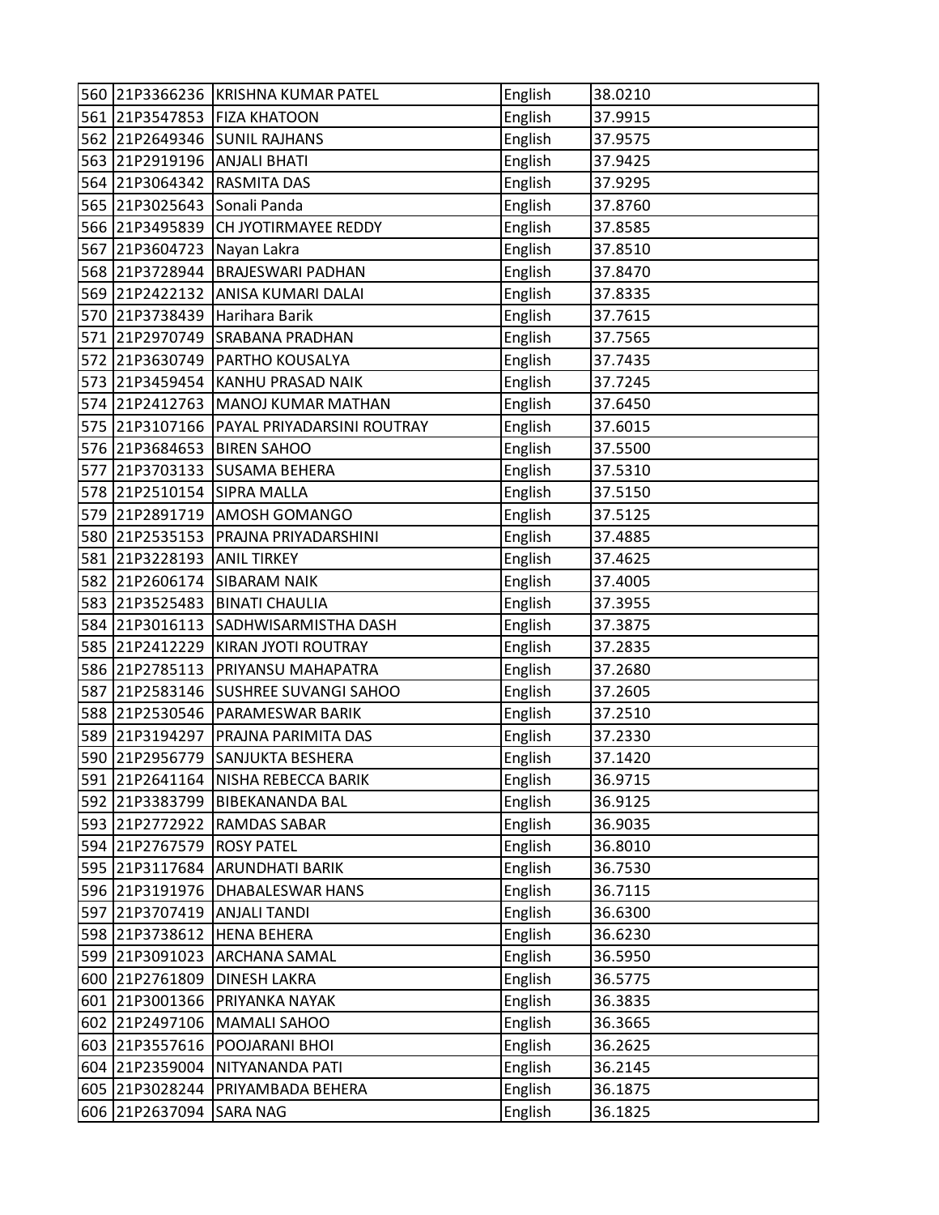| 560 | 21P3366236 | KRISHNA KUMAR PATEL | English | 38.0210 |
|---|---|---|---|---|
| 561 | 21P3547853 | FIZA KHATOON | English | 37.9915 |
| 562 | 21P2649346 | SUNIL RAJHANS | English | 37.9575 |
| 563 | 21P2919196 | ANJALI BHATI | English | 37.9425 |
| 564 | 21P3064342 | RASMITA DAS | English | 37.9295 |
| 565 | 21P3025643 | Sonali Panda | English | 37.8760 |
| 566 | 21P3495839 | CH JYOTIRMAYEE REDDY | English | 37.8585 |
| 567 | 21P3604723 | Nayan Lakra | English | 37.8510 |
| 568 | 21P3728944 | BRAJESWARI PADHAN | English | 37.8470 |
| 569 | 21P2422132 | ANISA KUMARI DALAI | English | 37.8335 |
| 570 | 21P3738439 | Harihara Barik | English | 37.7615 |
| 571 | 21P2970749 | SRABANA PRADHAN | English | 37.7565 |
| 572 | 21P3630749 | PARTHO KOUSALYA | English | 37.7435 |
| 573 | 21P3459454 | KANHU PRASAD NAIK | English | 37.7245 |
| 574 | 21P2412763 | MANOJ KUMAR MATHAN | English | 37.6450 |
| 575 | 21P3107166 | PAYAL PRIYADARSINI ROUTRAY | English | 37.6015 |
| 576 | 21P3684653 | BIREN SAHOO | English | 37.5500 |
| 577 | 21P3703133 | SUSAMA BEHERA | English | 37.5310 |
| 578 | 21P2510154 | SIPRA MALLA | English | 37.5150 |
| 579 | 21P2891719 | AMOSH GOMANGO | English | 37.5125 |
| 580 | 21P2535153 | PRAJNA PRIYADARSHINI | English | 37.4885 |
| 581 | 21P3228193 | ANIL TIRKEY | English | 37.4625 |
| 582 | 21P2606174 | SIBARAM NAIK | English | 37.4005 |
| 583 | 21P3525483 | BINATI CHAULIA | English | 37.3955 |
| 584 | 21P3016113 | SADHWISARMISTHA DASH | English | 37.3875 |
| 585 | 21P2412229 | KIRAN JYOTI ROUTRAY | English | 37.2835 |
| 586 | 21P2785113 | PRIYANSU MAHAPATRA | English | 37.2680 |
| 587 | 21P2583146 | SUSHREE SUVANGI SAHOO | English | 37.2605 |
| 588 | 21P2530546 | PARAMESWAR BARIK | English | 37.2510 |
| 589 | 21P3194297 | PRAJNA PARIMITA DAS | English | 37.2330 |
| 590 | 21P2956779 | SANJUKTA BESHERA | English | 37.1420 |
| 591 | 21P2641164 | NISHA REBECCA BARIK | English | 36.9715 |
| 592 | 21P3383799 | BIBEKANANDA BAL | English | 36.9125 |
| 593 | 21P2772922 | RAMDAS SABAR | English | 36.9035 |
| 594 | 21P2767579 | ROSY PATEL | English | 36.8010 |
| 595 | 21P3117684 | ARUNDHATI BARIK | English | 36.7530 |
| 596 | 21P3191976 | DHABALESWAR HANS | English | 36.7115 |
| 597 | 21P3707419 | ANJALI TANDI | English | 36.6300 |
| 598 | 21P3738612 | HENA BEHERA | English | 36.6230 |
| 599 | 21P3091023 | ARCHANA SAMAL | English | 36.5950 |
| 600 | 21P2761809 | DINESH LAKRA | English | 36.5775 |
| 601 | 21P3001366 | PRIYANKA NAYAK | English | 36.3835 |
| 602 | 21P2497106 | MAMALI SAHOO | English | 36.3665 |
| 603 | 21P3557616 | POOJARANI BHOI | English | 36.2625 |
| 604 | 21P2359004 | NITYANANDA PATI | English | 36.2145 |
| 605 | 21P3028244 | PRIYAMBADA BEHERA | English | 36.1875 |
| 606 | 21P2637094 | SARA NAG | English | 36.1825 |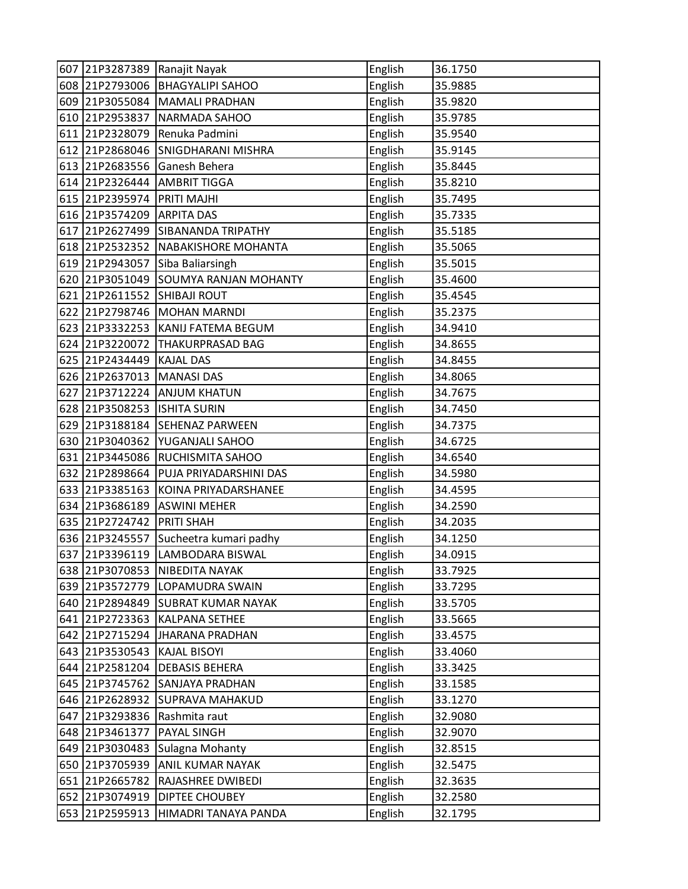| 607 | 21P3287389 | Ranajit Nayak | English | 36.1750 |
|---|---|---|---|---|
| 608 | 21P2793006 | BHAGYALIPI SAHOO | English | 35.9885 |
| 609 | 21P3055084 | MAMALI PRADHAN | English | 35.9820 |
| 610 | 21P2953837 | NARMADA SAHOO | English | 35.9785 |
| 611 | 21P2328079 | Renuka Padmini | English | 35.9540 |
| 612 | 21P2868046 | SNIGDHARANI MISHRA | English | 35.9145 |
| 613 | 21P2683556 | Ganesh Behera | English | 35.8445 |
| 614 | 21P2326444 | AMBRIT TIGGA | English | 35.8210 |
| 615 | 21P2395974 | PRITI MAJHI | English | 35.7495 |
| 616 | 21P3574209 | ARPITA DAS | English | 35.7335 |
| 617 | 21P2627499 | SIBANANDA TRIPATHY | English | 35.5185 |
| 618 | 21P2532352 | NABAKISHORE MOHANTA | English | 35.5065 |
| 619 | 21P2943057 | Siba Baliarsingh | English | 35.5015 |
| 620 | 21P3051049 | SOUMYA RANJAN MOHANTY | English | 35.4600 |
| 621 | 21P2611552 | SHIBAJI ROUT | English | 35.4545 |
| 622 | 21P2798746 | MOHAN MARNDI | English | 35.2375 |
| 623 | 21P3332253 | KANIJ FATEMA BEGUM | English | 34.9410 |
| 624 | 21P3220072 | THAKURPRASAD BAG | English | 34.8655 |
| 625 | 21P2434449 | KAJAL DAS | English | 34.8455 |
| 626 | 21P2637013 | MANASI DAS | English | 34.8065 |
| 627 | 21P3712224 | ANJUM KHATUN | English | 34.7675 |
| 628 | 21P3508253 | ISHITA SURIN | English | 34.7450 |
| 629 | 21P3188184 | SEHENAZ PARWEEN | English | 34.7375 |
| 630 | 21P3040362 | YUGANJALI SAHOO | English | 34.6725 |
| 631 | 21P3445086 | RUCHISMITA SAHOO | English | 34.6540 |
| 632 | 21P2898664 | PUJA PRIYADARSHINI DAS | English | 34.5980 |
| 633 | 21P3385163 | KOINA PRIYADARSHANEE | English | 34.4595 |
| 634 | 21P3686189 | ASWINI MEHER | English | 34.2590 |
| 635 | 21P2724742 | PRITI SHAH | English | 34.2035 |
| 636 | 21P3245557 | Sucheetra kumari padhy | English | 34.1250 |
| 637 | 21P3396119 | LAMBODARA BISWAL | English | 34.0915 |
| 638 | 21P3070853 | NIBEDITA NAYAK | English | 33.7925 |
| 639 | 21P3572779 | LOPAMUDRA SWAIN | English | 33.7295 |
| 640 | 21P2894849 | SUBRAT KUMAR NAYAK | English | 33.5705 |
| 641 | 21P2723363 | KALPANA SETHEE | English | 33.5665 |
| 642 | 21P2715294 | JHARANA PRADHAN | English | 33.4575 |
| 643 | 21P3530543 | KAJAL BISOYI | English | 33.4060 |
| 644 | 21P2581204 | DEBASIS BEHERA | English | 33.3425 |
| 645 | 21P3745762 | SANJAYA PRADHAN | English | 33.1585 |
| 646 | 21P2628932 | SUPRAVA MAHAKUD | English | 33.1270 |
| 647 | 21P3293836 | Rashmita raut | English | 32.9080 |
| 648 | 21P3461377 | PAYAL SINGH | English | 32.9070 |
| 649 | 21P3030483 | Sulagna Mohanty | English | 32.8515 |
| 650 | 21P3705939 | ANIL KUMAR NAYAK | English | 32.5475 |
| 651 | 21P2665782 | RAJASHREE DWIBEDI | English | 32.3635 |
| 652 | 21P3074919 | DIPTEE CHOUBEY | English | 32.2580 |
| 653 | 21P2595913 | HIMADRI TANAYA PANDA | English | 32.1795 |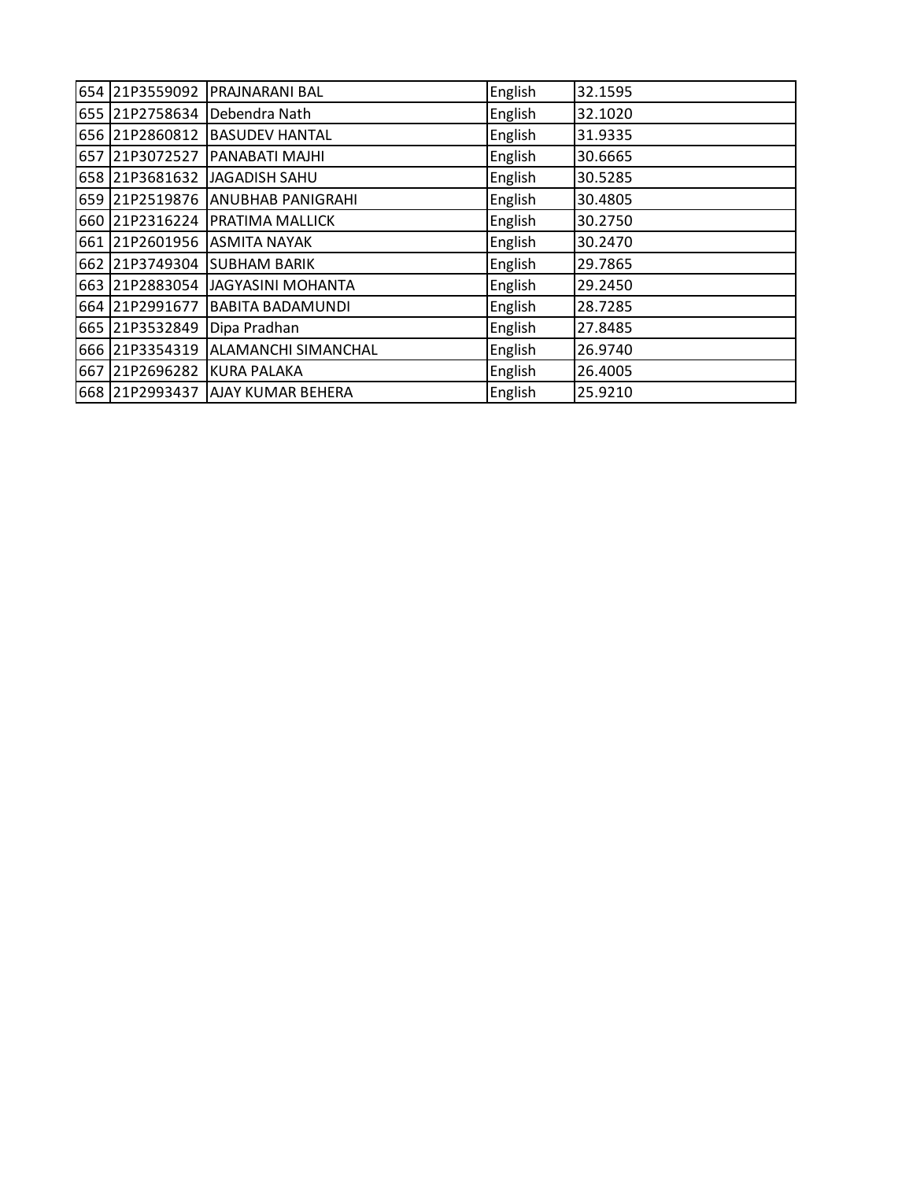| | | | | |
|---|---|---|---|---|
| 654 | 21P3559092 | PRAJNARANI BAL | English | 32.1595 |
| 655 | 21P2758634 | Debendra Nath | English | 32.1020 |
| 656 | 21P2860812 | BASUDEV HANTAL | English | 31.9335 |
| 657 | 21P3072527 | PANABATI MAJHI | English | 30.6665 |
| 658 | 21P3681632 | JAGADISH SAHU | English | 30.5285 |
| 659 | 21P2519876 | ANUBHAB PANIGRAHI | English | 30.4805 |
| 660 | 21P2316224 | PRATIMA MALLICK | English | 30.2750 |
| 661 | 21P2601956 | ASMITA NAYAK | English | 30.2470 |
| 662 | 21P3749304 | SUBHAM BARIK | English | 29.7865 |
| 663 | 21P2883054 | JAGYASINI MOHANTA | English | 29.2450 |
| 664 | 21P2991677 | BABITA BADAMUNDI | English | 28.7285 |
| 665 | 21P3532849 | Dipa Pradhan | English | 27.8485 |
| 666 | 21P3354319 | ALAMANCHI SIMANCHAL | English | 26.9740 |
| 667 | 21P2696282 | KURA PALAKA | English | 26.4005 |
| 668 | 21P2993437 | AJAY KUMAR BEHERA | English | 25.9210 |